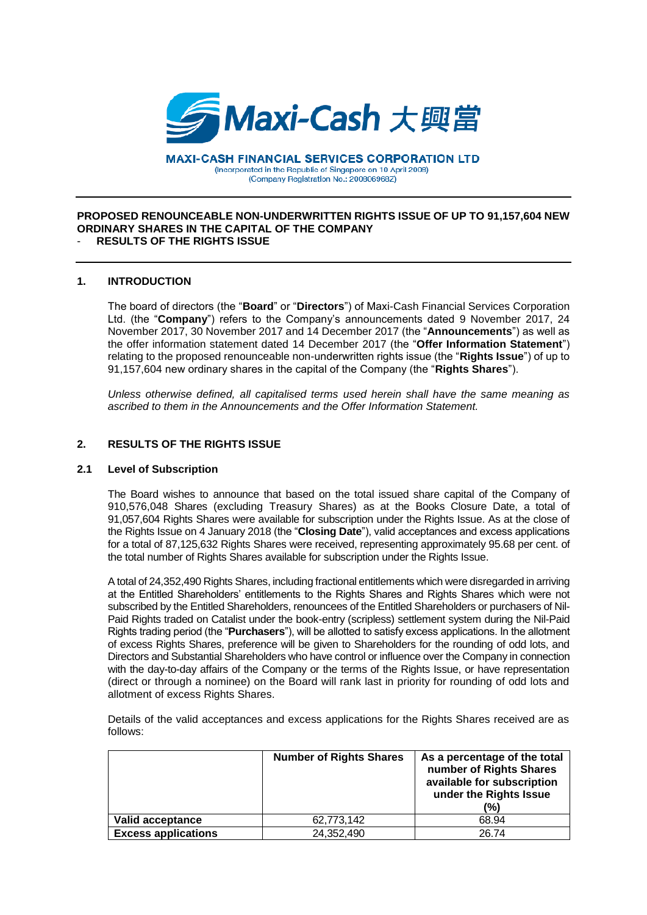Maxi-Cash 大興當

**MAXI-CASH FINANCIAL SERVICES CORPORATION LTD**
(Incorporated in the Republic of Singapore on 10 April 2008)
(Company Registration No.: 200806968Z)

---

**PROPOSED RENOUNCEABLE NON-UNDERWRITTEN RIGHTS ISSUE OF UP TO 91,157,604 NEW ORDINARY SHARES IN THE CAPITAL OF THE COMPANY**
- **RESULTS OF THE RIGHTS ISSUE**

---

## 1. INTRODUCTION

The board of directors (the "**Board**" or "**Directors**") of Maxi-Cash Financial Services Corporation Ltd. (the "**Company**") refers to the Company's announcements dated 9 November 2017, 24 November 2017, 30 November 2017 and 14 December 2017 (the "**Announcements**") as well as the offer information statement dated 14 December 2017 (the "**Offer Information Statement**") relating to the proposed renounceable non-underwritten rights issue (the "**Rights Issue**") of up to 91,157,604 new ordinary shares in the capital of the Company (the "**Rights Shares**").

*Unless otherwise defined, all capitalised terms used herein shall have the same meaning as ascribed to them in the Announcements and the Offer Information Statement.*

## 2. RESULTS OF THE RIGHTS ISSUE

### 2.1 Level of Subscription

The Board wishes to announce that based on the total issued share capital of the Company of 910,576,048 Shares (excluding Treasury Shares) as at the Books Closure Date, a total of 91,057,604 Rights Shares were available for subscription under the Rights Issue. As at the close of the Rights Issue on 4 January 2018 (the "**Closing Date**"), valid acceptances and excess applications for a total of 87,125,632 Rights Shares were received, representing approximately 95.68 per cent. of the total number of Rights Shares available for subscription under the Rights Issue.

A total of 24,352,490 Rights Shares, including fractional entitlements which were disregarded in arriving at the Entitled Shareholders' entitlements to the Rights Shares and Rights Shares which were not subscribed by the Entitled Shareholders, renouncees of the Entitled Shareholders or purchasers of Nil-Paid Rights traded on Catalist under the book-entry (scripless) settlement system during the Nil-Paid Rights trading period (the "**Purchasers**"), will be allotted to satisfy excess applications. In the allotment of excess Rights Shares, preference will be given to Shareholders for the rounding of odd lots, and Directors and Substantial Shareholders who have control or influence over the Company in connection with the day-to-day affairs of the Company or the terms of the Rights Issue, or have representation (direct or through a nominee) on the Board will rank last in priority for rounding of odd lots and allotment of excess Rights Shares.

Details of the valid acceptances and excess applications for the Rights Shares received are as follows:

| | Number of Rights Shares | As a percentage of the total number of Rights Shares available for subscription under the Rights Issue (%) |
|---|---|---|
| **Valid acceptance** | 62,773,142 | 68.94 |
| **Excess applications** | 24,352,490 | 26.74 |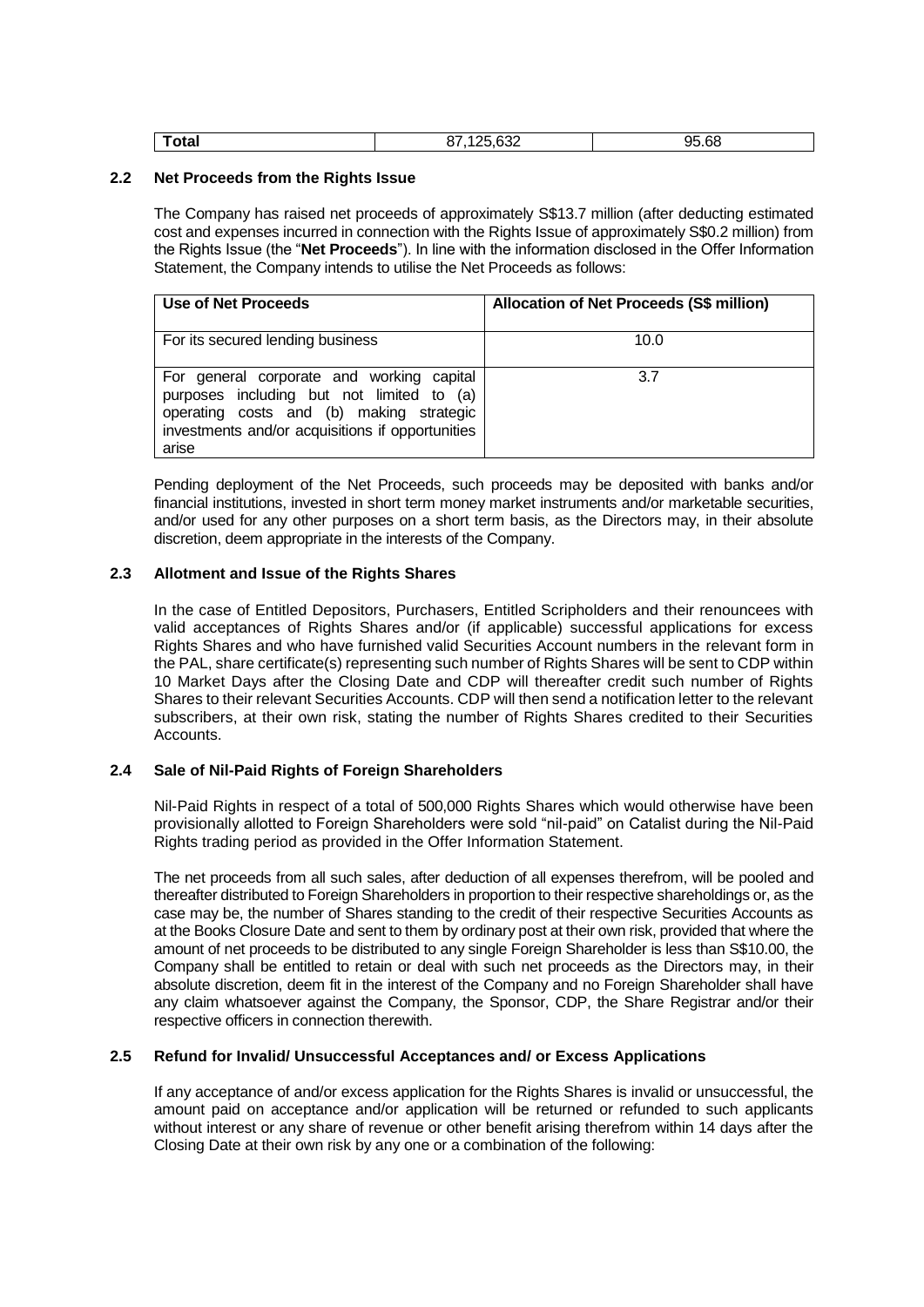| Total | 87,125,632 | 95.68 |
|---|---|---|

## 2.2 Net Proceeds from the Rights Issue

The Company has raised net proceeds of approximately S$13.7 million (after deducting estimated cost and expenses incurred in connection with the Rights Issue of approximately S$0.2 million) from the Rights Issue (the "**Net Proceeds**"). In line with the information disclosed in the Offer Information Statement, the Company intends to utilise the Net Proceeds as follows:

| Use of Net Proceeds | Allocation of Net Proceeds (S$ million) |
|---|---|
| For its secured lending business | 10.0 |
| For general corporate and working capital purposes including but not limited to (a) operating costs and (b) making strategic investments and/or acquisitions if opportunities arise | 3.7 |

Pending deployment of the Net Proceeds, such proceeds may be deposited with banks and/or financial institutions, invested in short term money market instruments and/or marketable securities, and/or used for any other purposes on a short term basis, as the Directors may, in their absolute discretion, deem appropriate in the interests of the Company.

## 2.3 Allotment and Issue of the Rights Shares

In the case of Entitled Depositors, Purchasers, Entitled Scripholders and their renouncees with valid acceptances of Rights Shares and/or (if applicable) successful applications for excess Rights Shares and who have furnished valid Securities Account numbers in the relevant form in the PAL, share certificate(s) representing such number of Rights Shares will be sent to CDP within 10 Market Days after the Closing Date and CDP will thereafter credit such number of Rights Shares to their relevant Securities Accounts. CDP will then send a notification letter to the relevant subscribers, at their own risk, stating the number of Rights Shares credited to their Securities Accounts.

## 2.4 Sale of Nil-Paid Rights of Foreign Shareholders

Nil-Paid Rights in respect of a total of 500,000 Rights Shares which would otherwise have been provisionally allotted to Foreign Shareholders were sold "nil-paid" on Catalist during the Nil-Paid Rights trading period as provided in the Offer Information Statement.

The net proceeds from all such sales, after deduction of all expenses therefrom, will be pooled and thereafter distributed to Foreign Shareholders in proportion to their respective shareholdings or, as the case may be, the number of Shares standing to the credit of their respective Securities Accounts as at the Books Closure Date and sent to them by ordinary post at their own risk, provided that where the amount of net proceeds to be distributed to any single Foreign Shareholder is less than S$10.00, the Company shall be entitled to retain or deal with such net proceeds as the Directors may, in their absolute discretion, deem fit in the interest of the Company and no Foreign Shareholder shall have any claim whatsoever against the Company, the Sponsor, CDP, the Share Registrar and/or their respective officers in connection therewith.

## 2.5 Refund for Invalid/ Unsuccessful Acceptances and/ or Excess Applications

If any acceptance of and/or excess application for the Rights Shares is invalid or unsuccessful, the amount paid on acceptance and/or application will be returned or refunded to such applicants without interest or any share of revenue or other benefit arising therefrom within 14 days after the Closing Date at their own risk by any one or a combination of the following: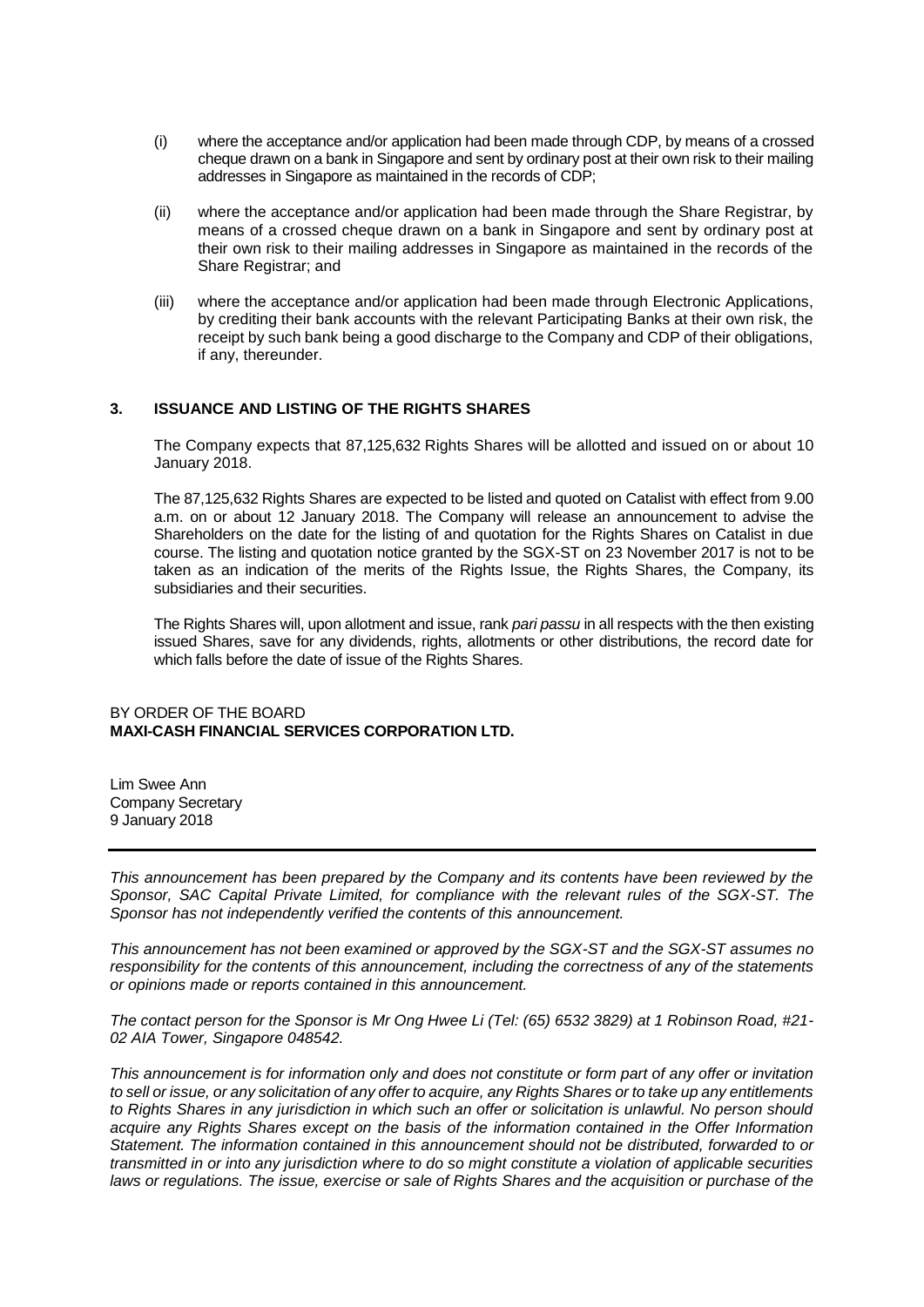(i) where the acceptance and/or application had been made through CDP, by means of a crossed cheque drawn on a bank in Singapore and sent by ordinary post at their own risk to their mailing addresses in Singapore as maintained in the records of CDP;

(ii) where the acceptance and/or application had been made through the Share Registrar, by means of a crossed cheque drawn on a bank in Singapore and sent by ordinary post at their own risk to their mailing addresses in Singapore as maintained in the records of the Share Registrar; and

(iii) where the acceptance and/or application had been made through Electronic Applications, by crediting their bank accounts with the relevant Participating Banks at their own risk, the receipt by such bank being a good discharge to the Company and CDP of their obligations, if any, thereunder.

## 3. ISSUANCE AND LISTING OF THE RIGHTS SHARES

The Company expects that 87,125,632 Rights Shares will be allotted and issued on or about 10 January 2018.

The 87,125,632 Rights Shares are expected to be listed and quoted on Catalist with effect from 9.00 a.m. on or about 12 January 2018. The Company will release an announcement to advise the Shareholders on the date for the listing of and quotation for the Rights Shares on Catalist in due course. The listing and quotation notice granted by the SGX-ST on 23 November 2017 is not to be taken as an indication of the merits of the Rights Issue, the Rights Shares, the Company, its subsidiaries and their securities.

The Rights Shares will, upon allotment and issue, rank *pari passu* in all respects with the then existing issued Shares, save for any dividends, rights, allotments or other distributions, the record date for which falls before the date of issue of the Rights Shares.

BY ORDER OF THE BOARD
**MAXI-CASH FINANCIAL SERVICES CORPORATION LTD.**

Lim Swee Ann
Company Secretary
9 January 2018

---

*This announcement has been prepared by the Company and its contents have been reviewed by the Sponsor, SAC Capital Private Limited, for compliance with the relevant rules of the SGX-ST. The Sponsor has not independently verified the contents of this announcement.*

*This announcement has not been examined or approved by the SGX-ST and the SGX-ST assumes no responsibility for the contents of this announcement, including the correctness of any of the statements or opinions made or reports contained in this announcement.*

*The contact person for the Sponsor is Mr Ong Hwee Li (Tel: (65) 6532 3829) at 1 Robinson Road, #21-02 AIA Tower, Singapore 048542.*

*This announcement is for information only and does not constitute or form part of any offer or invitation to sell or issue, or any solicitation of any offer to acquire, any Rights Shares or to take up any entitlements to Rights Shares in any jurisdiction in which such an offer or solicitation is unlawful. No person should acquire any Rights Shares except on the basis of the information contained in the Offer Information Statement. The information contained in this announcement should not be distributed, forwarded to or transmitted in or into any jurisdiction where to do so might constitute a violation of applicable securities laws or regulations. The issue, exercise or sale of Rights Shares and the acquisition or purchase of the*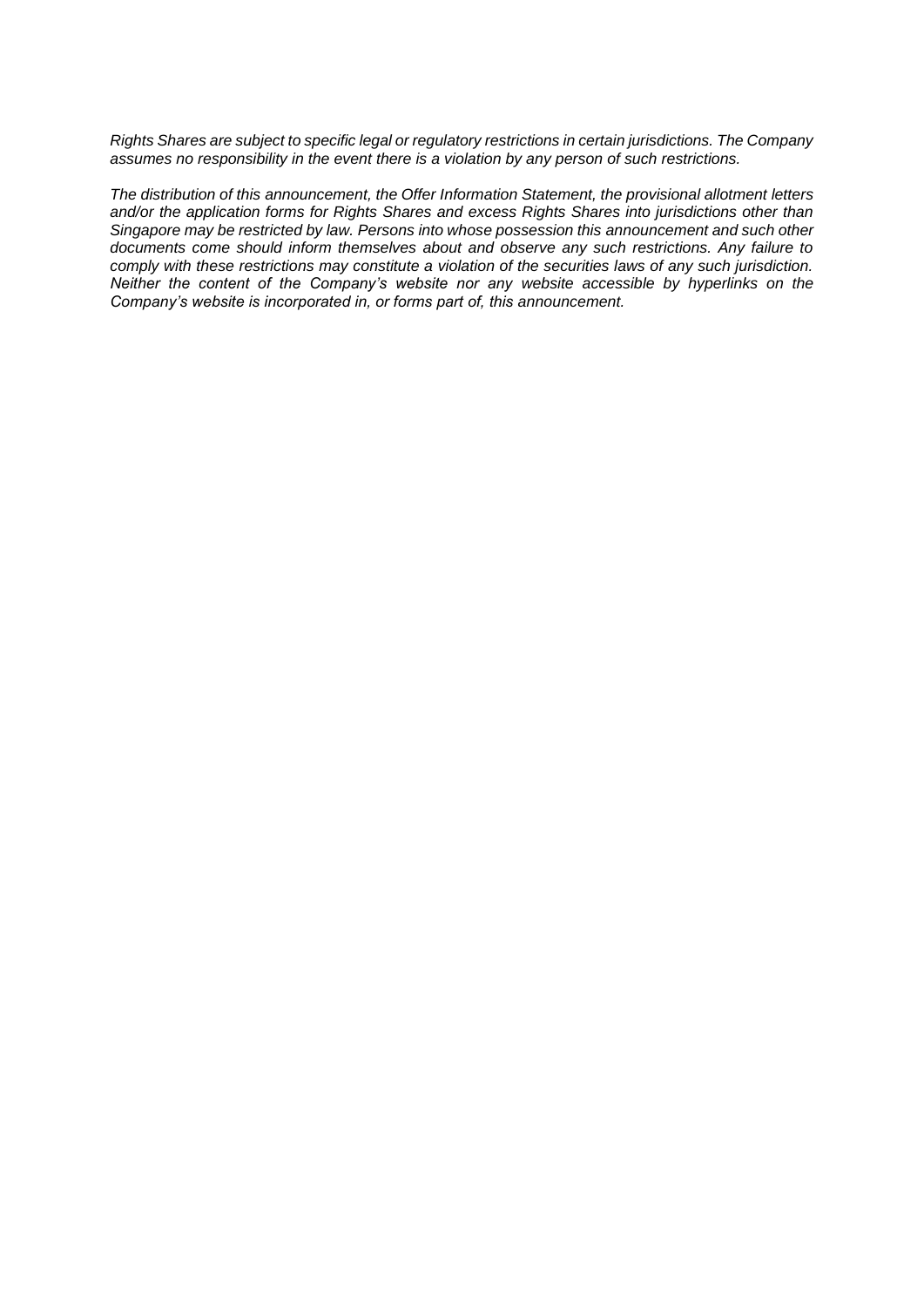*Rights Shares are subject to specific legal or regulatory restrictions in certain jurisdictions. The Company assumes no responsibility in the event there is a violation by any person of such restrictions.*

*The distribution of this announcement, the Offer Information Statement, the provisional allotment letters and/or the application forms for Rights Shares and excess Rights Shares into jurisdictions other than Singapore may be restricted by law. Persons into whose possession this announcement and such other documents come should inform themselves about and observe any such restrictions. Any failure to comply with these restrictions may constitute a violation of the securities laws of any such jurisdiction. Neither the content of the Company's website nor any website accessible by hyperlinks on the Company's website is incorporated in, or forms part of, this announcement.*